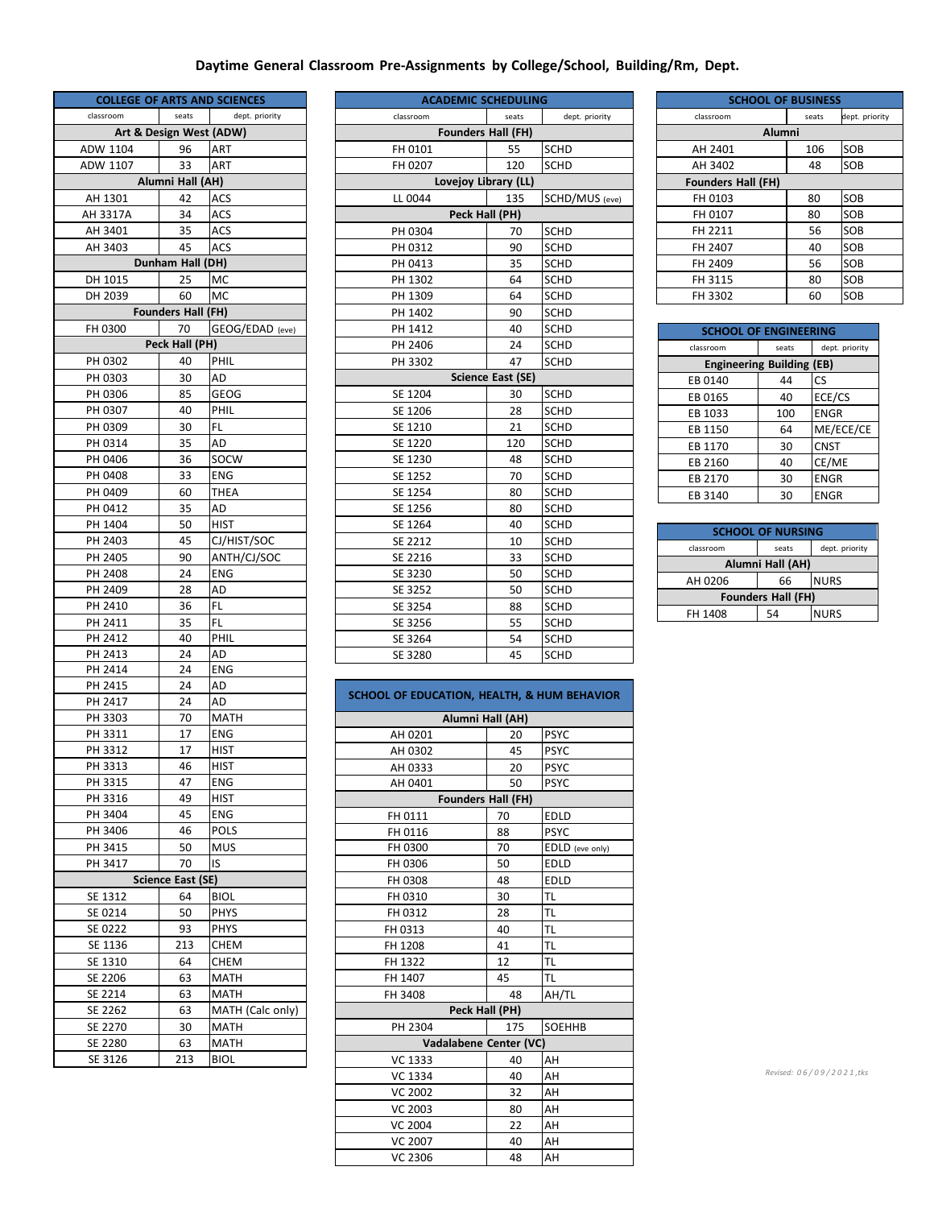# Daytime General Classroom Pre-Assignments by College/School, Building/Rm, Dept.

## COLLEGE OF ARTS AND SCIENCES

| classroom | seats | dept. priority |
|---|---|---|
| **Art & Design West (ADW)** | | |
| ADW 1104 | 96 | ART |
| ADW 1107 | 33 | ART |
| **Alumni Hall (AH)** | | |
| AH 1301 | 42 | ACS |
| AH 3317A | 34 | ACS |
| AH 3401 | 35 | ACS |
| AH 3403 | 45 | ACS |
| **Dunham Hall (DH)** | | |
| DH 1015 | 25 | MC |
| DH 2039 | 60 | MC |
| **Founders Hall (FH)** | | |
| FH 0300 | 70 | GEOG/EDAD (eve) |
| **Peck Hall (PH)** | | |
| PH 0302 | 40 | PHIL |
| PH 0303 | 30 | AD |
| PH 0306 | 85 | GEOG |
| PH 0307 | 40 | PHIL |
| PH 0309 | 30 | FL |
| PH 0314 | 35 | AD |
| PH 0406 | 36 | SOCW |
| PH 0408 | 33 | ENG |
| PH 0409 | 60 | THEA |
| PH 0412 | 35 | AD |
| PH 1404 | 50 | HIST |
| PH 2403 | 45 | CJ/HIST/SOC |
| PH 2405 | 90 | ANTH/CJ/SOC |
| PH 2408 | 24 | ENG |
| PH 2409 | 28 | AD |
| PH 2410 | 36 | FL |
| PH 2411 | 35 | FL |
| PH 2412 | 40 | PHIL |
| PH 2413 | 24 | AD |
| PH 2414 | 24 | ENG |
| PH 2415 | 24 | AD |
| PH 2417 | 24 | AD |
| PH 3303 | 70 | MATH |
| PH 3311 | 17 | ENG |
| PH 3312 | 17 | HIST |
| PH 3313 | 46 | HIST |
| PH 3315 | 47 | ENG |
| PH 3316 | 49 | HIST |
| PH 3404 | 45 | ENG |
| PH 3406 | 46 | POLS |
| PH 3415 | 50 | MUS |
| PH 3417 | 70 | IS |
| **Science East (SE)** | | |
| SE 1312 | 64 | BIOL |
| SE 0214 | 50 | PHYS |
| SE 0222 | 93 | PHYS |
| SE 1136 | 213 | CHEM |
| SE 1310 | 64 | CHEM |
| SE 2206 | 63 | MATH |
| SE 2214 | 63 | MATH |
| SE 2262 | 63 | MATH (Calc only) |
| SE 2270 | 30 | MATH |
| SE 2280 | 63 | MATH |
| SE 3126 | 213 | BIOL |

## ACADEMIC SCHEDULING

| classroom | seats | dept. priority |
|---|---|---|
| **Founders Hall (FH)** | | |
| FH 0101 | 55 | SCHD |
| FH 0207 | 120 | SCHD |
| **Lovejoy Library (LL)** | | |
| LL 0044 | 135 | SCHD/MUS (eve) |
| **Peck Hall (PH)** | | |
| PH 0304 | 70 | SCHD |
| PH 0312 | 90 | SCHD |
| PH 0413 | 35 | SCHD |
| PH 1302 | 64 | SCHD |
| PH 1309 | 64 | SCHD |
| PH 1402 | 90 | SCHD |
| PH 1412 | 40 | SCHD |
| PH 2406 | 24 | SCHD |
| PH 3302 | 47 | SCHD |
| **Science East (SE)** | | |
| SE 1204 | 30 | SCHD |
| SE 1206 | 28 | SCHD |
| SE 1210 | 21 | SCHD |
| SE 1220 | 120 | SCHD |
| SE 1230 | 48 | SCHD |
| SE 1252 | 70 | SCHD |
| SE 1254 | 80 | SCHD |
| SE 1256 | 80 | SCHD |
| SE 1264 | 40 | SCHD |
| SE 2212 | 10 | SCHD |
| SE 2216 | 33 | SCHD |
| SE 3230 | 50 | SCHD |
| SE 3252 | 50 | SCHD |
| SE 3254 | 88 | SCHD |
| SE 3256 | 55 | SCHD |
| SE 3264 | 54 | SCHD |
| SE 3280 | 45 | SCHD |

## SCHOOL OF EDUCATION, HEALTH, & HUM BEHAVIOR

| classroom | seats | dept. priority |
|---|---|---|
| **Alumni Hall (AH)** | | |
| AH 0201 | 20 | PSYC |
| AH 0302 | 45 | PSYC |
| AH 0333 | 20 | PSYC |
| AH 0401 | 50 | PSYC |
| **Founders Hall (FH)** | | |
| FH 0111 | 70 | EDLD |
| FH 0116 | 88 | PSYC |
| FH 0300 | 70 | EDLD (eve only) |
| FH 0306 | 50 | EDLD |
| FH 0308 | 48 | EDLD |
| FH 0310 | 30 | TL |
| FH 0312 | 28 | TL |
| FH 0313 | 40 | TL |
| FH 1208 | 41 | TL |
| FH 1322 | 12 | TL |
| FH 1407 | 45 | TL |
| FH 3408 | 48 | AH/TL |
| **Peck Hall (PH)** | | |
| PH 2304 | 175 | SOEHHB |
| **Vadalabene Center (VC)** | | |
| VC 1333 | 40 | AH |
| VC 1334 | 40 | AH |
| VC 2002 | 32 | AH |
| VC 2003 | 80 | AH |
| VC 2004 | 22 | AH |
| VC 2007 | 40 | AH |
| VC 2306 | 48 | AH |

## SCHOOL OF BUSINESS

| classroom | seats | dept. priority |
|---|---|---|
| **Alumni** | | |
| AH 2401 | 106 | SOB |
| AH 3402 | 48 | SOB |
| **Founders Hall (FH)** | | |
| FH 0103 | 80 | SOB |
| FH 0107 | 80 | SOB |
| FH 2211 | 56 | SOB |
| FH 2407 | 40 | SOB |
| FH 2409 | 56 | SOB |
| FH 3115 | 80 | SOB |
| FH 3302 | 60 | SOB |

## SCHOOL OF ENGINEERING

| classroom | seats | dept. priority |
|---|---|---|
| **Engineering Building (EB)** | | |
| EB 0140 | 44 | CS |
| EB 0165 | 40 | ECE/CS |
| EB 1033 | 100 | ENGR |
| EB 1150 | 64 | ME/ECE/CE |
| EB 1170 | 30 | CNST |
| EB 2160 | 40 | CE/ME |
| EB 2170 | 30 | ENGR |
| EB 3140 | 30 | ENGR |

## SCHOOL OF NURSING

| classroom | seats | dept. priority |
|---|---|---|
| **Alumni Hall (AH)** | | |
| AH 0206 | 66 | NURS |
| **Founders Hall (FH)** | | |
| FH 1408 | 54 | NURS |

*Revised: 06/09/2021,tks*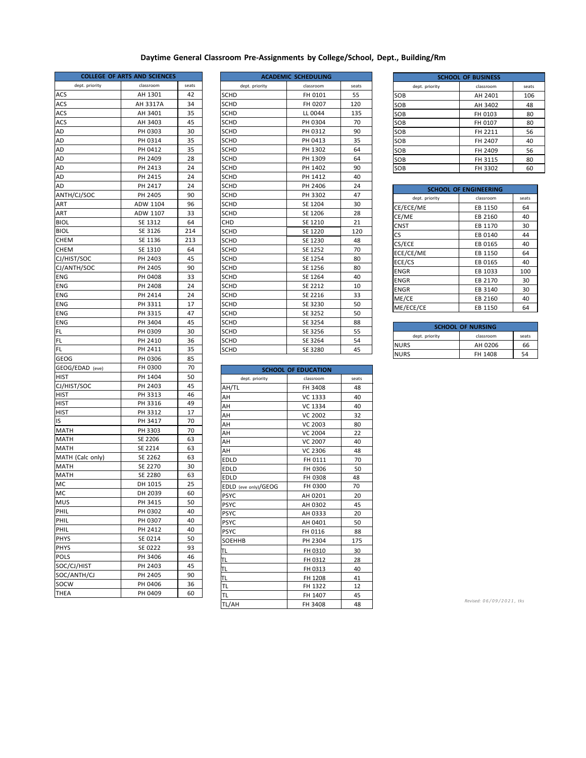# Daytime General Classroom Pre-Assignments by College/School, Dept., Building/Rm

| COLLEGE OF ARTS AND SCIENCES | | |
|---|---|---|
| dept. priority | classroom | seats |
| ACS | AH 1301 | 42 |
| ACS | AH 3317A | 34 |
| ACS | AH 3401 | 35 |
| ACS | AH 3403 | 45 |
| AD | PH 0303 | 30 |
| AD | PH 0314 | 35 |
| AD | PH 0412 | 35 |
| AD | PH 2409 | 28 |
| AD | PH 2413 | 24 |
| AD | PH 2415 | 24 |
| AD | PH 2417 | 24 |
| ANTH/CJ/SOC | PH 2405 | 90 |
| ART | ADW 1104 | 96 |
| ART | ADW 1107 | 33 |
| BIOL | SE 1312 | 64 |
| BIOL | SE 3126 | 214 |
| CHEM | SE 1136 | 213 |
| CHEM | SE 1310 | 64 |
| CJ/HIST/SOC | PH 2403 | 45 |
| CJ/ANTH/SOC | PH 2405 | 90 |
| ENG | PH 0408 | 33 |
| ENG | PH 2408 | 24 |
| ENG | PH 2414 | 24 |
| ENG | PH 3311 | 17 |
| ENG | PH 3315 | 47 |
| ENG | PH 3404 | 45 |
| FL | PH 0309 | 30 |
| FL | PH 2410 | 36 |
| FL | PH 2411 | 35 |
| GEOG | PH 0306 | 85 |
| GEOG/EDAD (eve) | FH 0300 | 70 |
| HIST | PH 1404 | 50 |
| CJ/HIST/SOC | PH 2403 | 45 |
| HIST | PH 3313 | 46 |
| HIST | PH 3316 | 49 |
| HIST | PH 3312 | 17 |
| IS | PH 3417 | 70 |
| MATH | PH 3303 | 70 |
| MATH | SE 2206 | 63 |
| MATH | SE 2214 | 63 |
| MATH (Calc only) | SE 2262 | 63 |
| MATH | SE 2270 | 30 |
| MATH | SE 2280 | 63 |
| MC | DH 1015 | 25 |
| MC | DH 2039 | 60 |
| MUS | PH 3415 | 50 |
| PHIL | PH 0302 | 40 |
| PHIL | PH 0307 | 40 |
| PHIL | PH 2412 | 40 |
| PHYS | SE 0214 | 50 |
| PHYS | SE 0222 | 93 |
| POLS | PH 3406 | 46 |
| SOC/CJ/HIST | PH 2403 | 45 |
| SOC/ANTH/CJ | PH 2405 | 90 |
| SOCW | PH 0406 | 36 |
| THEA | PH 0409 | 60 |

| ACADEMIC SCHEDULING | | |
|---|---|---|
| dept. priority | classroom | seats |
| SCHD | FH 0101 | 55 |
| SCHD | FH 0207 | 120 |
| SCHD | LL 0044 | 135 |
| SCHD | PH 0304 | 70 |
| SCHD | PH 0312 | 90 |
| SCHD | PH 0413 | 35 |
| SCHD | PH 1302 | 64 |
| SCHD | PH 1309 | 64 |
| SCHD | PH 1402 | 90 |
| SCHD | PH 1412 | 40 |
| SCHD | PH 2406 | 24 |
| SCHD | PH 3302 | 47 |
| SCHD | SE 1204 | 30 |
| SCHD | SE 1206 | 28 |
| CHD | SE 1210 | 21 |
| SCHD | SE 1220 | 120 |
| SCHD | SE 1230 | 48 |
| SCHD | SE 1252 | 70 |
| SCHD | SE 1254 | 80 |
| SCHD | SE 1256 | 80 |
| SCHD | SE 1264 | 40 |
| SCHD | SE 2212 | 10 |
| SCHD | SE 2216 | 33 |
| SCHD | SE 3230 | 50 |
| SCHD | SE 3252 | 50 |
| SCHD | SE 3254 | 88 |
| SCHD | SE 3256 | 55 |
| SCHD | SE 3264 | 54 |
| SCHD | SE 3280 | 45 |

| SCHOOL OF EDUCATION | | |
|---|---|---|
| dept. priority | classroom | seats |
| AH/TL | FH 3408 | 48 |
| AH | VC 1333 | 40 |
| AH | VC 1334 | 40 |
| AH | VC 2002 | 32 |
| AH | VC 2003 | 80 |
| AH | VC 2004 | 22 |
| AH | VC 2007 | 40 |
| AH | VC 2306 | 48 |
| EDLD | FH 0111 | 70 |
| EDLD | FH 0306 | 50 |
| EDLD | FH 0308 | 48 |
| EDLD (eve only)/GEOG | FH 0300 | 70 |
| PSYC | AH 0201 | 20 |
| PSYC | AH 0302 | 45 |
| PSYC | AH 0333 | 20 |
| PSYC | AH 0401 | 50 |
| PSYC | FH 0116 | 88 |
| SOEHHB | PH 2304 | 175 |
| TL | FH 0310 | 30 |
| TL | FH 0312 | 28 |
| TL | FH 0313 | 40 |
| TL | FH 1208 | 41 |
| TL | FH 1322 | 12 |
| TL | FH 1407 | 45 |
| TL/AH | FH 3408 | 48 |

| SCHOOL OF BUSINESS | | |
|---|---|---|
| dept. priority | classroom | seats |
| SOB | AH 2401 | 106 |
| SOB | AH 3402 | 48 |
| SOB | FH 0103 | 80 |
| SOB | FH 0107 | 80 |
| SOB | FH 2211 | 56 |
| SOB | FH 2407 | 40 |
| SOB | FH 2409 | 56 |
| SOB | FH 3115 | 80 |
| SOB | FH 3302 | 60 |

| SCHOOL OF ENGINEERING | | |
|---|---|---|
| dept. priority | classroom | seats |
| CE/ECE/ME | EB 1150 | 64 |
| CE/ME | EB 2160 | 40 |
| CNST | EB 1170 | 30 |
| CS | EB 0140 | 44 |
| CS/ECE | EB 0165 | 40 |
| ECE/CE/ME | EB 1150 | 64 |
| ECE/CS | EB 0165 | 40 |
| ENGR | EB 1033 | 100 |
| ENGR | EB 2170 | 30 |
| ENGR | EB 3140 | 30 |
| ME/CE | EB 2160 | 40 |
| ME/ECE/CE | EB 1150 | 64 |

| SCHOOL OF NURSING | | |
|---|---|---|
| dept. priority | classroom | seats |
| NURS | AH 0206 | 66 |
| NURS | FH 1408 | 54 |

*Revised: 06/09/2021, tks*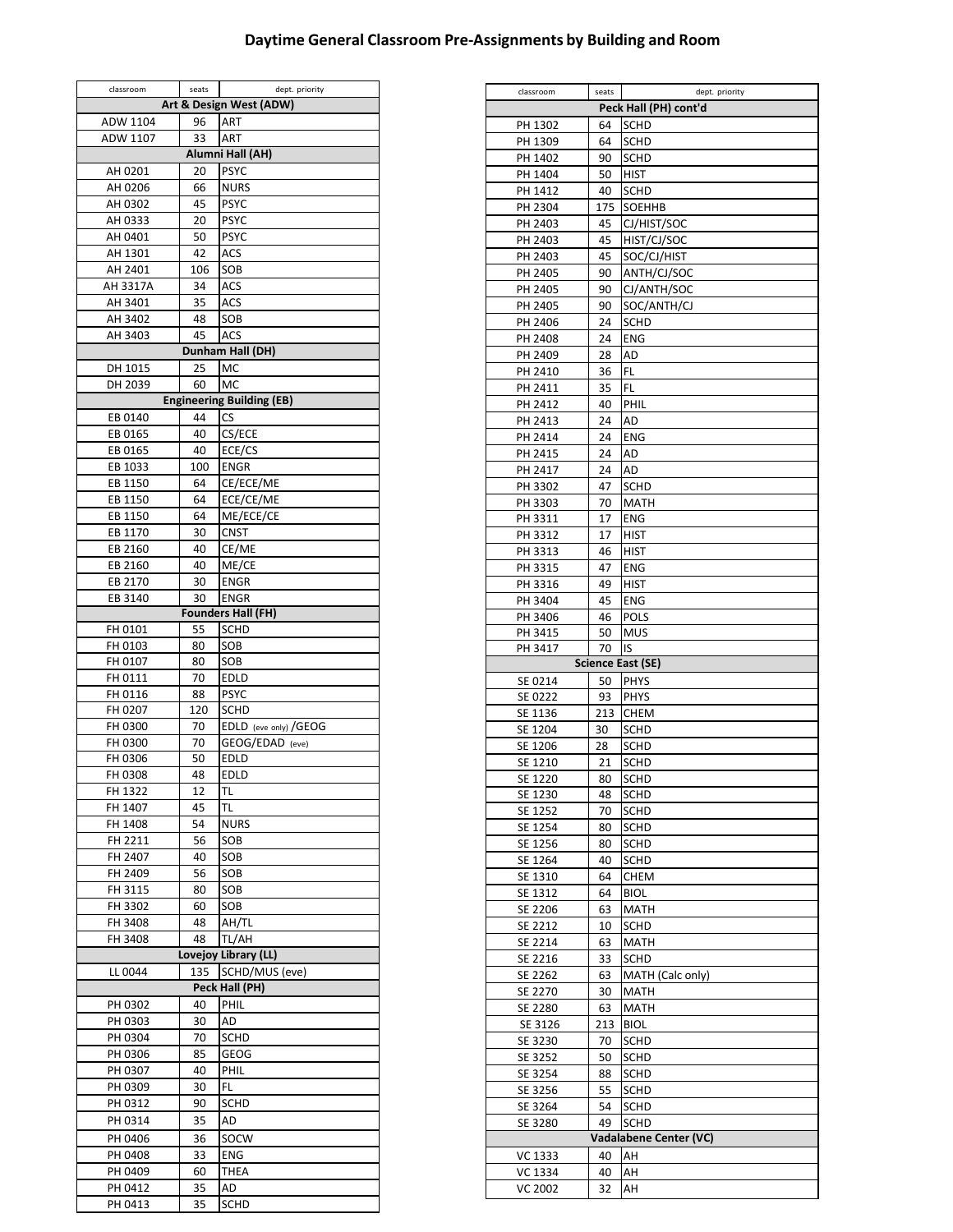# Daytime General Classroom Pre-Assignments by Building and Room

| classroom | seats | dept. priority |
|---|---|---|
| **Art & Design West (ADW)** | | |
| ADW 1104 | 96 | ART |
| ADW 1107 | 33 | ART |
| **Alumni Hall (AH)** | | |
| AH 0201 | 20 | PSYC |
| AH 0206 | 66 | NURS |
| AH 0302 | 45 | PSYC |
| AH 0333 | 20 | PSYC |
| AH 0401 | 50 | PSYC |
| AH 1301 | 42 | ACS |
| AH 2401 | 106 | SOB |
| AH 3317A | 34 | ACS |
| AH 3401 | 35 | ACS |
| AH 3402 | 48 | SOB |
| AH 3403 | 45 | ACS |
| **Dunham Hall (DH)** | | |
| DH 1015 | 25 | MC |
| DH 2039 | 60 | MC |
| **Engineering Building (EB)** | | |
| EB 0140 | 44 | CS |
| EB 0165 | 40 | CS/ECE |
| EB 0165 | 40 | ECE/CS |
| EB 1033 | 100 | ENGR |
| EB 1150 | 64 | CE/ECE/ME |
| EB 1150 | 64 | ECE/CE/ME |
| EB 1150 | 64 | ME/ECE/CE |
| EB 1170 | 30 | CNST |
| EB 2160 | 40 | CE/ME |
| EB 2160 | 40 | ME/CE |
| EB 2170 | 30 | ENGR |
| EB 3140 | 30 | ENGR |
| **Founders Hall (FH)** | | |
| FH 0101 | 55 | SCHD |
| FH 0103 | 80 | SOB |
| FH 0107 | 80 | SOB |
| FH 0111 | 70 | EDLD |
| FH 0116 | 88 | PSYC |
| FH 0207 | 120 | SCHD |
| FH 0300 | 70 | EDLD (eve only) /GEOG |
| FH 0300 | 70 | GEOG/EDAD (eve) |
| FH 0306 | 50 | EDLD |
| FH 0308 | 48 | EDLD |
| FH 1322 | 12 | TL |
| FH 1407 | 45 | TL |
| FH 1408 | 54 | NURS |
| FH 2211 | 56 | SOB |
| FH 2407 | 40 | SOB |
| FH 2409 | 56 | SOB |
| FH 3115 | 80 | SOB |
| FH 3302 | 60 | SOB |
| FH 3408 | 48 | AH/TL |
| FH 3408 | 48 | TL/AH |
| **Lovejoy Library (LL)** | | |
| LL 0044 | 135 | SCHD/MUS (eve) |
| **Peck Hall (PH)** | | |
| PH 0302 | 40 | PHIL |
| PH 0303 | 30 | AD |
| PH 0304 | 70 | SCHD |
| PH 0306 | 85 | GEOG |
| PH 0307 | 40 | PHIL |
| PH 0309 | 30 | FL |
| PH 0312 | 90 | SCHD |
| PH 0314 | 35 | AD |
| PH 0406 | 36 | SOCW |
| PH 0408 | 33 | ENG |
| PH 0409 | 60 | THEA |
| PH 0412 | 35 | AD |
| PH 0413 | 35 | SCHD |

| classroom | seats | dept. priority |
|---|---|---|
| **Peck Hall (PH) cont'd** | | |
| PH 1302 | 64 | SCHD |
| PH 1309 | 64 | SCHD |
| PH 1402 | 90 | SCHD |
| PH 1404 | 50 | HIST |
| PH 1412 | 40 | SCHD |
| PH 2304 | 175 | SOEHHB |
| PH 2403 | 45 | CJ/HIST/SOC |
| PH 2403 | 45 | HIST/CJ/SOC |
| PH 2403 | 45 | SOC/CJ/HIST |
| PH 2405 | 90 | ANTH/CJ/SOC |
| PH 2405 | 90 | CJ/ANTH/SOC |
| PH 2405 | 90 | SOC/ANTH/CJ |
| PH 2406 | 24 | SCHD |
| PH 2408 | 24 | ENG |
| PH 2409 | 28 | AD |
| PH 2410 | 36 | FL |
| PH 2411 | 35 | FL |
| PH 2412 | 40 | PHIL |
| PH 2413 | 24 | AD |
| PH 2414 | 24 | ENG |
| PH 2415 | 24 | AD |
| PH 2417 | 24 | AD |
| PH 3302 | 47 | SCHD |
| PH 3303 | 70 | MATH |
| PH 3311 | 17 | ENG |
| PH 3312 | 17 | HIST |
| PH 3313 | 46 | HIST |
| PH 3315 | 47 | ENG |
| PH 3316 | 49 | HIST |
| PH 3404 | 45 | ENG |
| PH 3406 | 46 | POLS |
| PH 3415 | 50 | MUS |
| PH 3417 | 70 | IS |
| **Science East (SE)** | | |
| SE 0214 | 50 | PHYS |
| SE 0222 | 93 | PHYS |
| SE 1136 | 213 | CHEM |
| SE 1204 | 30 | SCHD |
| SE 1206 | 28 | SCHD |
| SE 1210 | 21 | SCHD |
| SE 1220 | 80 | SCHD |
| SE 1230 | 48 | SCHD |
| SE 1252 | 70 | SCHD |
| SE 1254 | 80 | SCHD |
| SE 1256 | 80 | SCHD |
| SE 1264 | 40 | SCHD |
| SE 1310 | 64 | CHEM |
| SE 1312 | 64 | BIOL |
| SE 2206 | 63 | MATH |
| SE 2212 | 10 | SCHD |
| SE 2214 | 63 | MATH |
| SE 2216 | 33 | SCHD |
| SE 2262 | 63 | MATH (Calc only) |
| SE 2270 | 30 | MATH |
| SE 2280 | 63 | MATH |
| SE 3126 | 213 | BIOL |
| SE 3230 | 70 | SCHD |
| SE 3252 | 50 | SCHD |
| SE 3254 | 88 | SCHD |
| SE 3256 | 55 | SCHD |
| SE 3264 | 54 | SCHD |
| SE 3280 | 49 | SCHD |
| **Vadalabene Center (VC)** | | |
| VC 1333 | 40 | AH |
| VC 1334 | 40 | AH |
| VC 2002 | 32 | AH |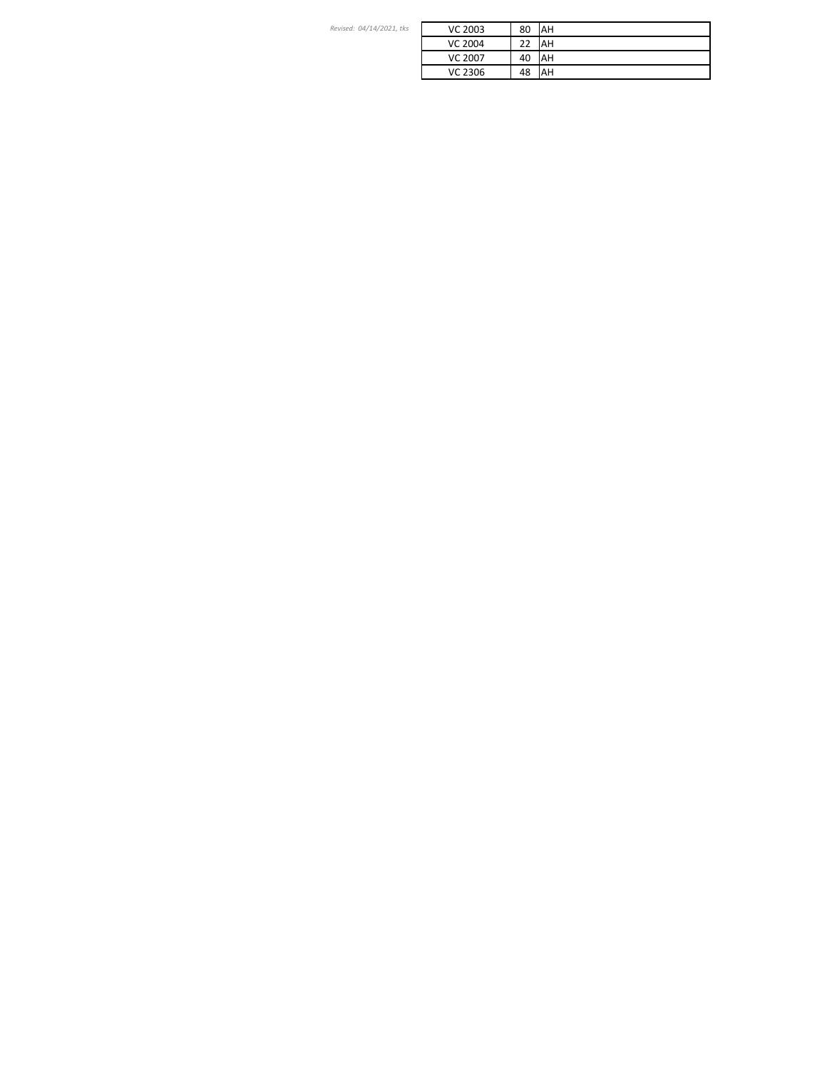*Revised: 04/14/2021, tks*

| | | |
|---|---|---|
| VC 2003 | 80 | AH |
| VC 2004 | 22 | AH |
| VC 2007 | 40 | AH |
| VC 2306 | 48 | AH |